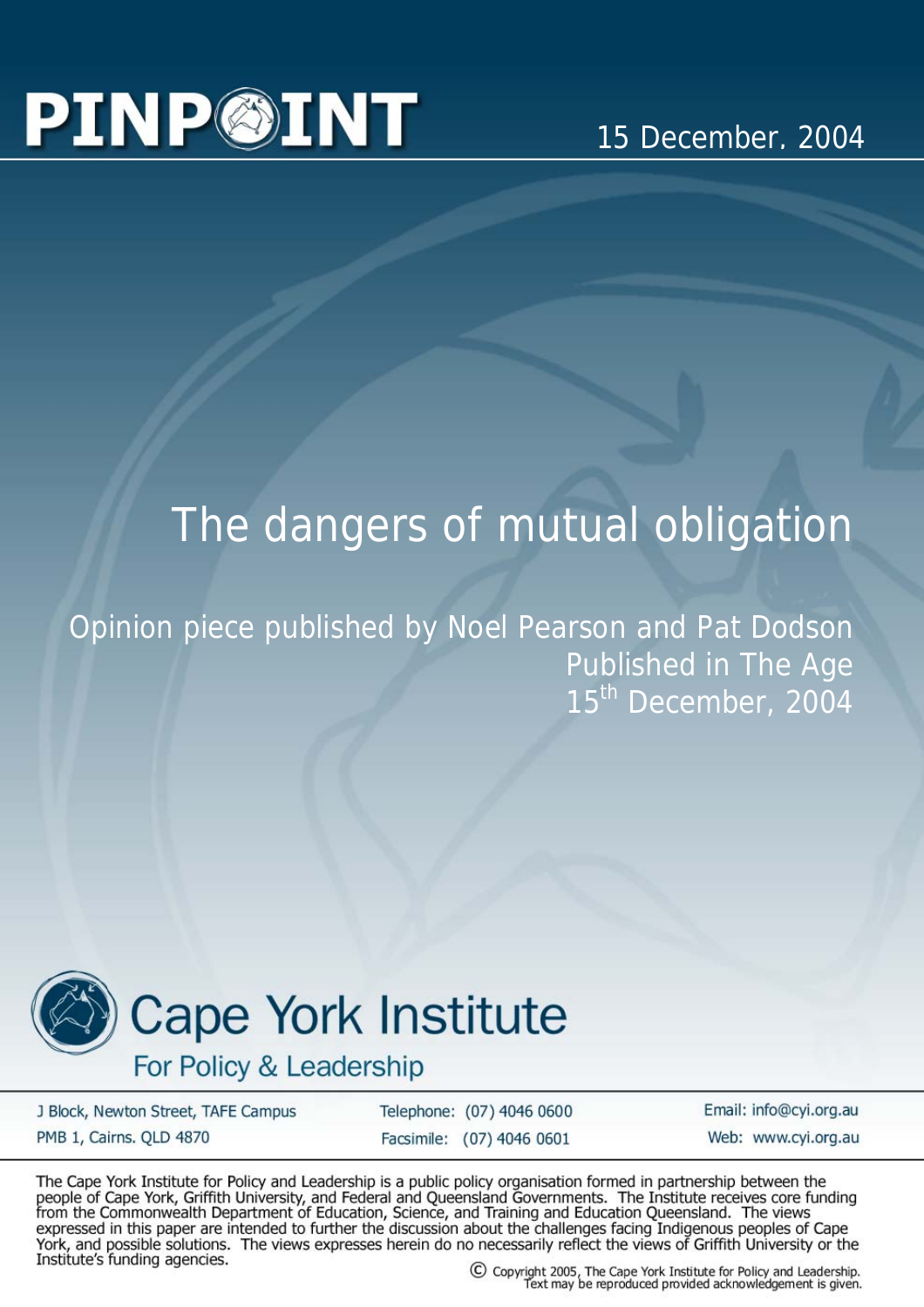PINPOINT

15 December, 2004

# The dangers of mutual obligation

Opinion piece published by Noel Pearson and Pat Dodson
Published in The Age
15th December, 2004

Cape York Institute
For Policy & Leadership

J Block, Newton Street, TAFE Campus
PMB 1, Cairns. QLD 4870

Telephone: (07) 4046 0600
Facsimile: (07) 4046 0601

Email: info@cyi.org.au
Web: www.cyi.org.au

The Cape York Institute for Policy and Leadership is a public policy organisation formed in partnership between the people of Cape York, Griffith University, and Federal and Queensland Governments. The Institute receives core funding from the Commonwealth Department of Education, Science, and Training and Education Queensland. The views expressed in this paper are intended to further the discussion about the challenges facing Indigenous peoples of Cape York, and possible solutions. The views expresses herein do no necessarily reflect the views of Griffith University or the Institute's funding agencies.

© Copyright 2005, The Cape York Institute for Policy and Leadership.
Text may be reproduced provided acknowledgement is given.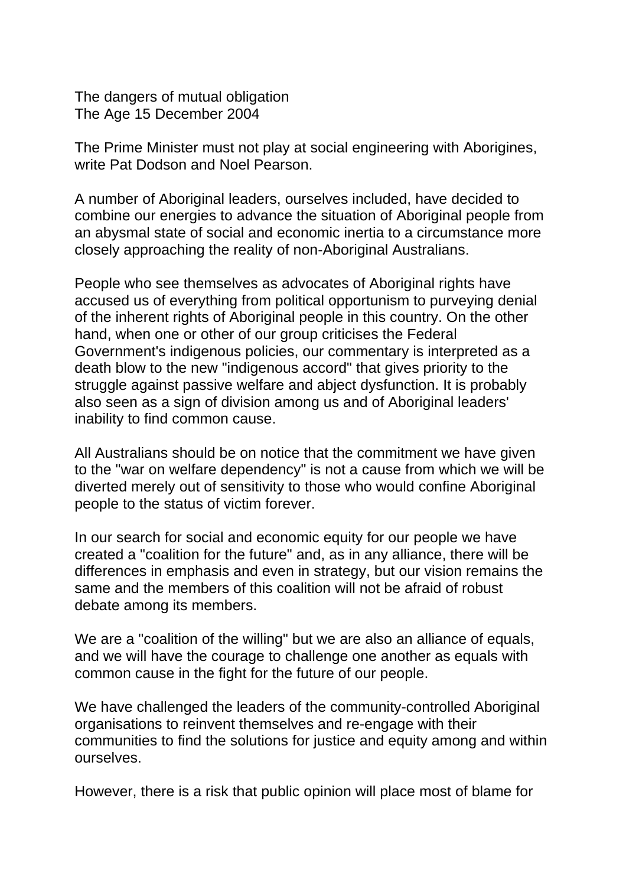The dangers of mutual obligation
The Age 15 December 2004

The Prime Minister must not play at social engineering with Aborigines, write Pat Dodson and Noel Pearson.

A number of Aboriginal leaders, ourselves included, have decided to combine our energies to advance the situation of Aboriginal people from an abysmal state of social and economic inertia to a circumstance more closely approaching the reality of non-Aboriginal Australians.

People who see themselves as advocates of Aboriginal rights have accused us of everything from political opportunism to purveying denial of the inherent rights of Aboriginal people in this country. On the other hand, when one or other of our group criticises the Federal Government's indigenous policies, our commentary is interpreted as a death blow to the new "indigenous accord" that gives priority to the struggle against passive welfare and abject dysfunction. It is probably also seen as a sign of division among us and of Aboriginal leaders' inability to find common cause.

All Australians should be on notice that the commitment we have given to the "war on welfare dependency" is not a cause from which we will be diverted merely out of sensitivity to those who would confine Aboriginal people to the status of victim forever.

In our search for social and economic equity for our people we have created a "coalition for the future" and, as in any alliance, there will be differences in emphasis and even in strategy, but our vision remains the same and the members of this coalition will not be afraid of robust debate among its members.

We are a "coalition of the willing" but we are also an alliance of equals, and we will have the courage to challenge one another as equals with common cause in the fight for the future of our people.

We have challenged the leaders of the community-controlled Aboriginal organisations to reinvent themselves and re-engage with their communities to find the solutions for justice and equity among and within ourselves.

However, there is a risk that public opinion will place most of blame for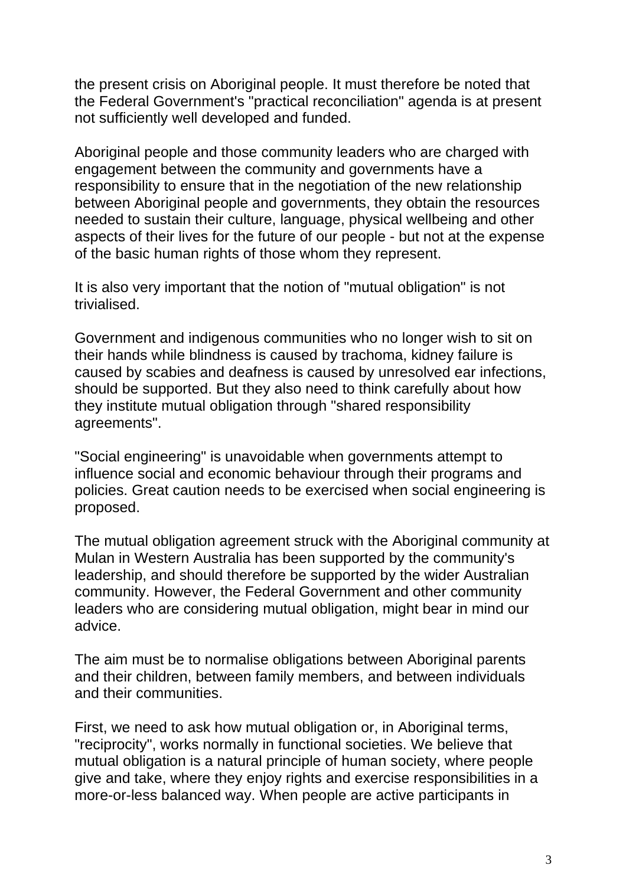the present crisis on Aboriginal people. It must therefore be noted that the Federal Government's "practical reconciliation" agenda is at present not sufficiently well developed and funded.

Aboriginal people and those community leaders who are charged with engagement between the community and governments have a responsibility to ensure that in the negotiation of the new relationship between Aboriginal people and governments, they obtain the resources needed to sustain their culture, language, physical wellbeing and other aspects of their lives for the future of our people - but not at the expense of the basic human rights of those whom they represent.

It is also very important that the notion of "mutual obligation" is not trivialised.

Government and indigenous communities who no longer wish to sit on their hands while blindness is caused by trachoma, kidney failure is caused by scabies and deafness is caused by unresolved ear infections, should be supported. But they also need to think carefully about how they institute mutual obligation through "shared responsibility agreements".

"Social engineering" is unavoidable when governments attempt to influence social and economic behaviour through their programs and policies. Great caution needs to be exercised when social engineering is proposed.

The mutual obligation agreement struck with the Aboriginal community at Mulan in Western Australia has been supported by the community's leadership, and should therefore be supported by the wider Australian community. However, the Federal Government and other community leaders who are considering mutual obligation, might bear in mind our advice.

The aim must be to normalise obligations between Aboriginal parents and their children, between family members, and between individuals and their communities.

First, we need to ask how mutual obligation or, in Aboriginal terms, "reciprocity", works normally in functional societies. We believe that mutual obligation is a natural principle of human society, where people give and take, where they enjoy rights and exercise responsibilities in a more-or-less balanced way. When people are active participants in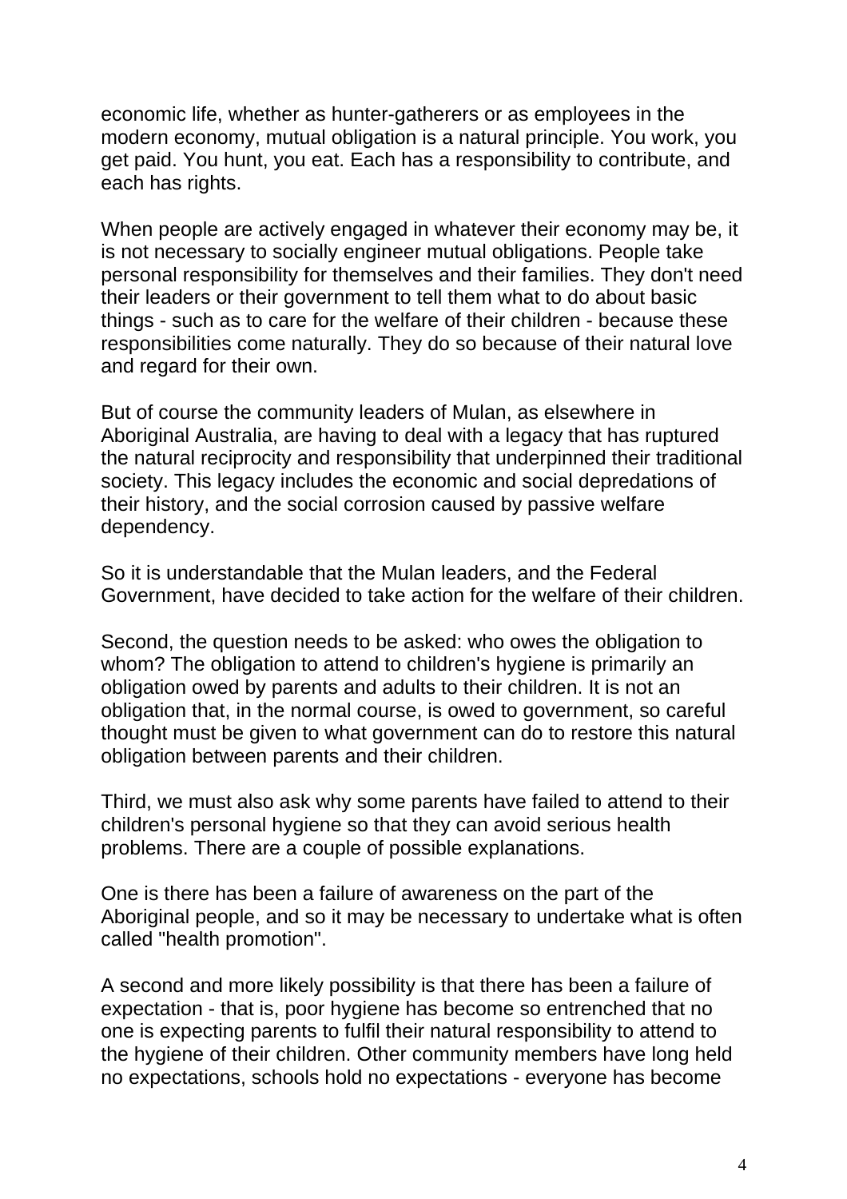economic life, whether as hunter-gatherers or as employees in the modern economy, mutual obligation is a natural principle. You work, you get paid. You hunt, you eat. Each has a responsibility to contribute, and each has rights.

When people are actively engaged in whatever their economy may be, it is not necessary to socially engineer mutual obligations. People take personal responsibility for themselves and their families. They don't need their leaders or their government to tell them what to do about basic things - such as to care for the welfare of their children - because these responsibilities come naturally. They do so because of their natural love and regard for their own.

But of course the community leaders of Mulan, as elsewhere in Aboriginal Australia, are having to deal with a legacy that has ruptured the natural reciprocity and responsibility that underpinned their traditional society. This legacy includes the economic and social depredations of their history, and the social corrosion caused by passive welfare dependency.

So it is understandable that the Mulan leaders, and the Federal Government, have decided to take action for the welfare of their children.

Second, the question needs to be asked: who owes the obligation to whom? The obligation to attend to children's hygiene is primarily an obligation owed by parents and adults to their children. It is not an obligation that, in the normal course, is owed to government, so careful thought must be given to what government can do to restore this natural obligation between parents and their children.

Third, we must also ask why some parents have failed to attend to their children's personal hygiene so that they can avoid serious health problems. There are a couple of possible explanations.

One is there has been a failure of awareness on the part of the Aboriginal people, and so it may be necessary to undertake what is often called "health promotion".

A second and more likely possibility is that there has been a failure of expectation - that is, poor hygiene has become so entrenched that no one is expecting parents to fulfil their natural responsibility to attend to the hygiene of their children. Other community members have long held no expectations, schools hold no expectations - everyone has become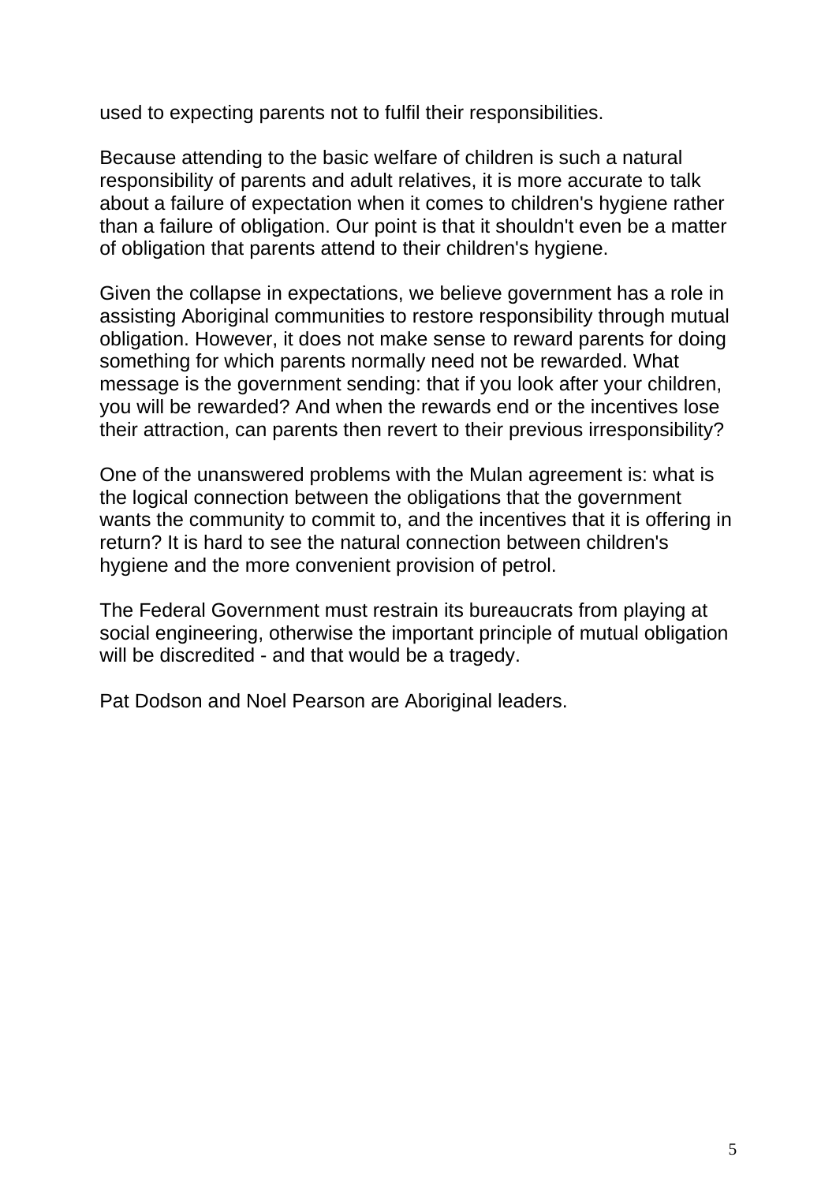used to expecting parents not to fulfil their responsibilities.

Because attending to the basic welfare of children is such a natural responsibility of parents and adult relatives, it is more accurate to talk about a failure of expectation when it comes to children's hygiene rather than a failure of obligation. Our point is that it shouldn't even be a matter of obligation that parents attend to their children's hygiene.

Given the collapse in expectations, we believe government has a role in assisting Aboriginal communities to restore responsibility through mutual obligation. However, it does not make sense to reward parents for doing something for which parents normally need not be rewarded. What message is the government sending: that if you look after your children, you will be rewarded? And when the rewards end or the incentives lose their attraction, can parents then revert to their previous irresponsibility?

One of the unanswered problems with the Mulan agreement is: what is the logical connection between the obligations that the government wants the community to commit to, and the incentives that it is offering in return? It is hard to see the natural connection between children's hygiene and the more convenient provision of petrol.

The Federal Government must restrain its bureaucrats from playing at social engineering, otherwise the important principle of mutual obligation will be discredited - and that would be a tragedy.

Pat Dodson and Noel Pearson are Aboriginal leaders.